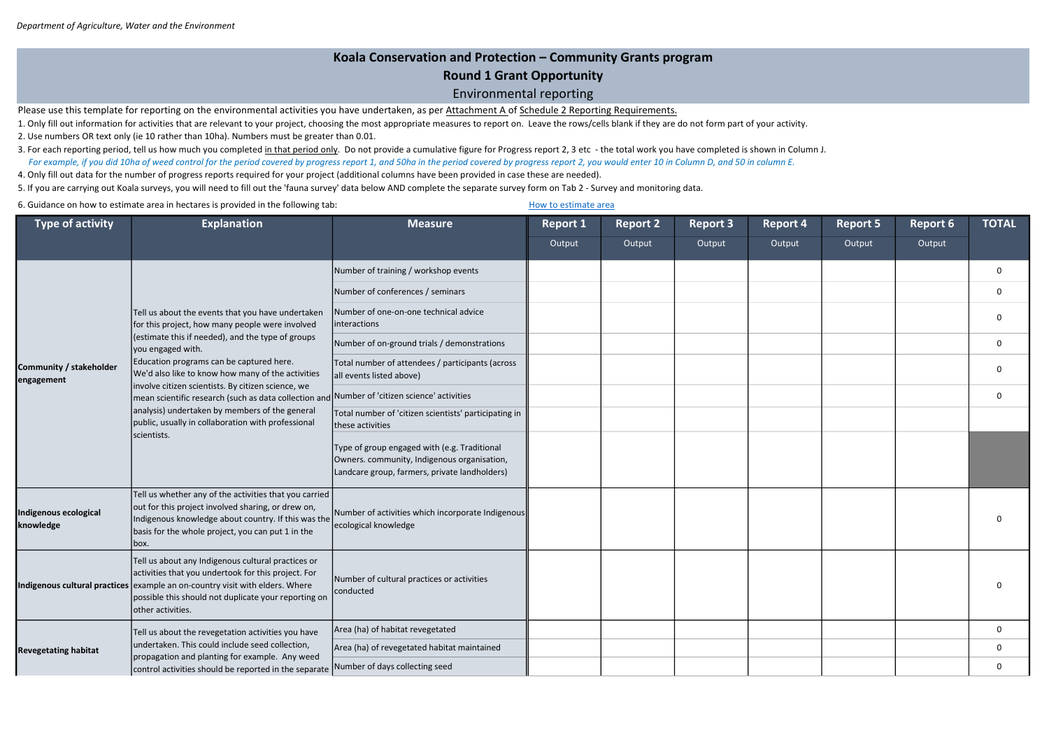Department of Agriculture, Water and the Environment

# Koala Conservation and Protection – Community Grants program

## Round 1 Grant Opportunity

### Environmental reporting

Please use this template for reporting on the environmental activities you have undertaken, as per Attachment A of Schedule 2 Reporting Requirements.

1. Only fill out information for activities that are relevant to your project, choosing the most appropriate measures to report on. Leave the rows/cells blank if they are do not form part of your activity.
2. Use numbers OR text only (ie 10 rather than 10ha). Numbers must be greater than 0.01.
3. For each reporting period, tell us how much you completed in that period only. Do not provide a cumulative figure for Progress report 2, 3 etc - the total work you have completed is shown in Column J.
   *For example, if you did 10ha of weed control for the period covered by progress report 1, and 50ha in the period covered by progress report 2, you would enter 10 in Column D, and 50 in column E.*
4. Only fill out data for the number of progress reports required for your project (additional columns have been provided in case these are needed).
5. If you are carrying out Koala surveys, you will need to fill out the 'fauna survey' data below AND complete the separate survey form on Tab 2 - Survey and monitoring data.
6. Guidance on how to estimate area in hectares is provided in the following tab: How to estimate area

| Type of activity | Explanation | Measure | Report 1 | Report 2 | Report 3 | Report 4 | Report 5 | Report 6 | TOTAL |
|---|---|---|---|---|---|---|---|---|---|
| | | | Output | Output | Output | Output | Output | Output | |
| Community / stakeholder engagement | Tell us about the events that you have undertaken for this project, how many people were involved (estimate this if needed), and the type of groups you engaged with. Education programs can be captured here. We'd also like to know how many of the activities involve citizen scientists. By citizen science, we mean scientific research (such as data collection and analysis) undertaken by members of the general public, usually in collaboration with professional scientists. | Number of training / workshop events | | | | | | | 0 |
| | | Number of conferences / seminars | | | | | | | 0 |
| | | Number of one-on-one technical advice interactions | | | | | | | 0 |
| | | Number of on-ground trials / demonstrations | | | | | | | 0 |
| | | Total number of attendees / participants (across all events listed above) | | | | | | | 0 |
| | | Number of 'citizen science' activities | | | | | | | 0 |
| | | Total number of 'citizen scientists' participating in these activities | | | | | | | |
| | | Type of group engaged with (e.g. Traditional Owners. community, Indigenous organisation, Landcare group, farmers, private landholders) | | | | | | | |
| Indigenous ecological knowledge | Tell us whether any of the activities that you carried out for this project involved sharing, or drew on, Indigenous knowledge about country. If this was the basis for the whole project, you can put 1 in the box. | Number of activities which incorporate Indigenous ecological knowledge | | | | | | | 0 |
| Indigenous cultural practices | Tell us about any Indigenous cultural practices or activities that you undertook for this project. For example an on-country visit with elders. Where possible this should not duplicate your reporting on other activities. | Number of cultural practices or activities conducted | | | | | | | 0 |
| Revegetating habitat | Tell us about the revegetation activities you have undertaken. This could include seed collection, propagation and planting for example. Any weed control activities should be reported in the separate | Area (ha) of habitat revegetated | | | | | | | 0 |
| | | Area (ha) of revegetated habitat maintained | | | | | | | 0 |
| | | Number of days collecting seed | | | | | | | 0 |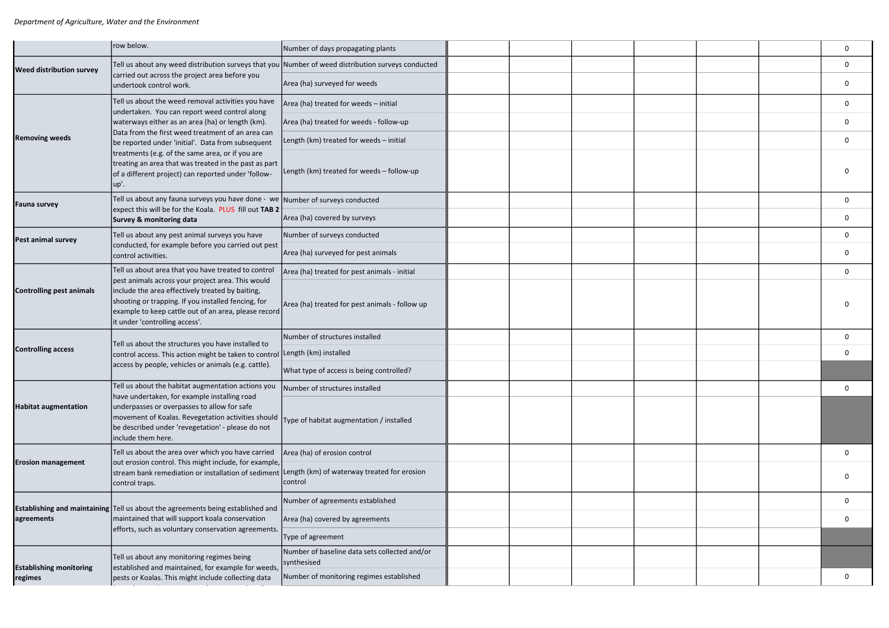| | | | | | | | | | |
|---|---|---|---|---|---|---|---|---|---|
| | row below. | Number of days propagating plants | | | | | | | 0 |
| **Weed distribution survey** | Tell us about any weed distribution surveys that you carried out across the project area before you undertook control work. | Number of weed distribution surveys conducted | | | | | | | 0 |
| | | Area (ha) surveyed for weeds | | | | | | | 0 |
| **Removing weeds** | Tell us about the weed removal activities you have undertaken. You can report weed control along waterways either as an area (ha) or length (km). Data from the first weed treatment of an area can be reported under 'initial'. Data from subsequent treatments (e.g. of the same area, or if you are treating an area that was treated in the past as part of a different project) can reported under 'follow-up'. | Area (ha) treated for weeds – initial | | | | | | | 0 |
| | | Area (ha) treated for weeds - follow-up | | | | | | | 0 |
| | | Length (km) treated for weeds – initial | | | | | | | 0 |
| | | Length (km) treated for weeds – follow-up | | | | | | | 0 |
| **Fauna survey** | Tell us about any fauna surveys you have done - we expect this will be for the Koala. PLUS fill out **TAB 2 Survey & monitoring data** | Number of surveys conducted | | | | | | | 0 |
| | | Area (ha) covered by surveys | | | | | | | 0 |
| **Pest animal survey** | Tell us about any pest animal surveys you have conducted, for example before you carried out pest control activities. | Number of surveys conducted | | | | | | | 0 |
| | | Area (ha) surveyed for pest animals | | | | | | | 0 |
| **Controlling pest animals** | Tell us about area that you have treated to control pest animals across your project area. This would include the area effectively treated by baiting, shooting or trapping. If you installed fencing, for example to keep cattle out of an area, please record it under 'controlling access'. | Area (ha) treated for pest animals - initial | | | | | | | 0 |
| | | Area (ha) treated for pest animals - follow up | | | | | | | 0 |
| **Controlling access** | Tell us about the structures you have installed to control access. This action might be taken to control access by people, vehicles or animals (e.g. cattle). | Number of structures installed | | | | | | | 0 |
| | | Length (km) installed | | | | | | | 0 |
| | | What type of access is being controlled? | | | | | | | |
| **Habitat augmentation** | Tell us about the habitat augmentation actions you have undertaken, for example installing road underpasses or overpasses to allow for safe movement of Koalas. Revegetation activities should be described under 'revegetation' - please do not include them here. | Number of structures installed | | | | | | | 0 |
| | | Type of habitat augmentation / installed | | | | | | | |
| **Erosion management** | Tell us about the area over which you have carried out erosion control. This might include, for example, stream bank remediation or installation of sediment control traps. | Area (ha) of erosion control | | | | | | | 0 |
| | | Length (km) of waterway treated for erosion control | | | | | | | 0 |
| **Establishing and maintaining agreements** | Tell us about the agreements being established and maintained that will support koala conservation efforts, such as voluntary conservation agreements. | Number of agreements established | | | | | | | 0 |
| | | Area (ha) covered by agreements | | | | | | | 0 |
| | | Type of agreement | | | | | | | |
| **Establishing monitoring regimes** | Tell us about any monitoring regimes being established and maintained, for example for weeds, pests or Koalas. This might include collecting data | Number of baseline data sets collected and/or synthesised | | | | | | | |
| | | Number of monitoring regimes established | | | | | | | 0 |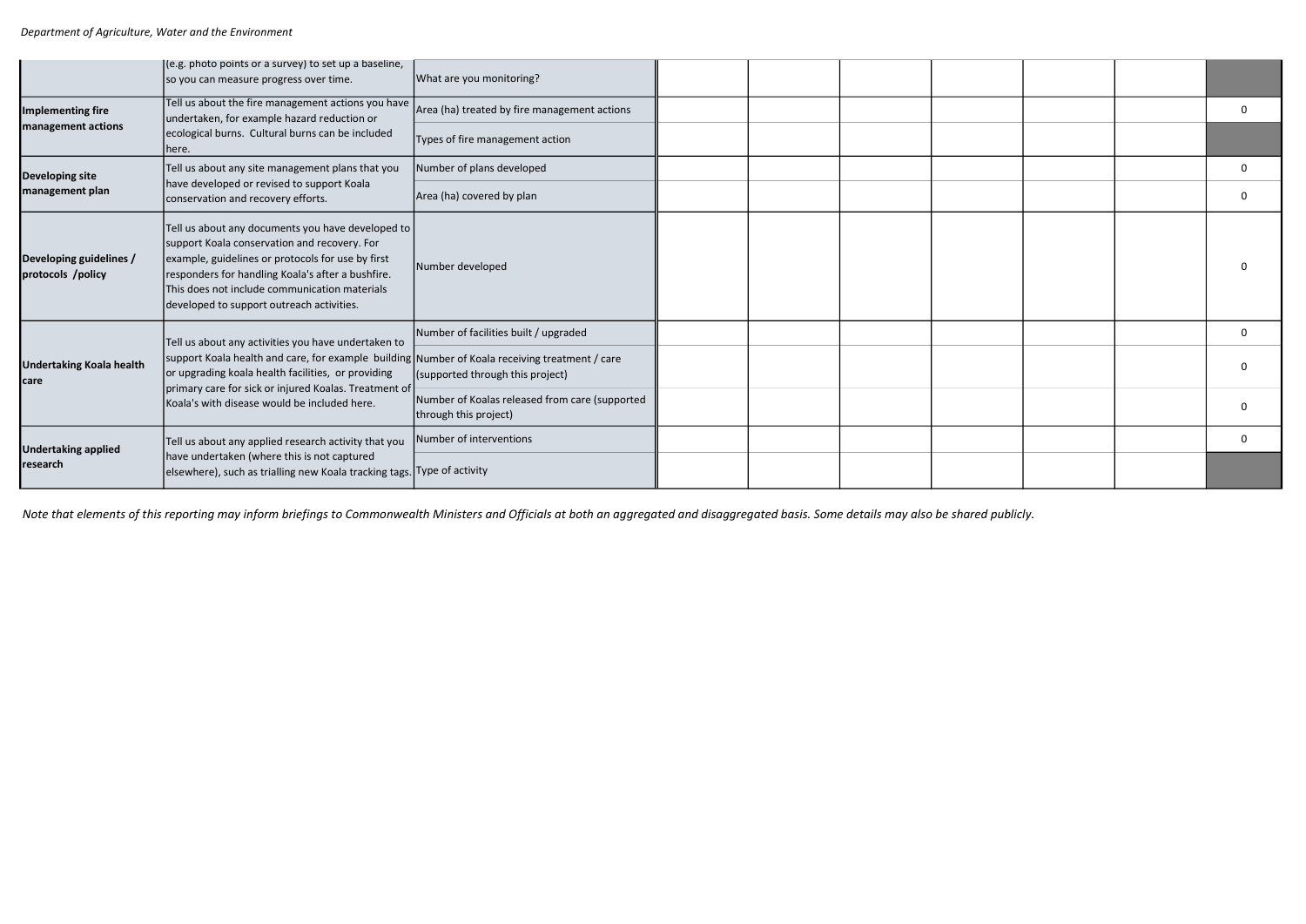| | | | | | | | | | |
|---|---|---|---|---|---|---|---|---|---|
| | (e.g. photo points or a survey) to set up a baseline, so you can measure progress over time. | What are you monitoring? | | | | | | | |
| **Implementing fire management actions** | Tell us about the fire management actions you have undertaken, for example hazard reduction or ecological burns. Cultural burns can be included here. | Area (ha) treated by fire management actions | | | | | | | 0 |
| | | Types of fire management action | | | | | | | |
| **Developing site management plan** | Tell us about any site management plans that you have developed or revised to support Koala conservation and recovery efforts. | Number of plans developed | | | | | | | 0 |
| | | Area (ha) covered by plan | | | | | | | 0 |
| **Developing guidelines / protocols /policy** | Tell us about any documents you have developed to support Koala conservation and recovery. For example, guidelines or protocols for use by first responders for handling Koala's after a bushfire. This does not include communication materials developed to support outreach activities. | Number developed | | | | | | | 0 |
| **Undertaking Koala health care** | Tell us about any activities you have undertaken to support Koala health and care, for example building or upgrading koala health facilities, or providing primary care for sick or injured Koalas. Treatment of Koala's with disease would be included here. | Number of facilities built / upgraded | | | | | | | 0 |
| | | Number of Koala receiving treatment / care (supported through this project) | | | | | | | 0 |
| | | Number of Koalas released from care (supported through this project) | | | | | | | 0 |
| **Undertaking applied research** | Tell us about any applied research activity that you have undertaken (where this is not captured elsewhere), such as trialling new Koala tracking tags. | Number of interventions | | | | | | | 0 |
| | | Type of activity | | | | | | | |

*Note that elements of this reporting may inform briefings to Commonwealth Ministers and Officials at both an aggregated and disaggregated basis. Some details may also be shared publicly.*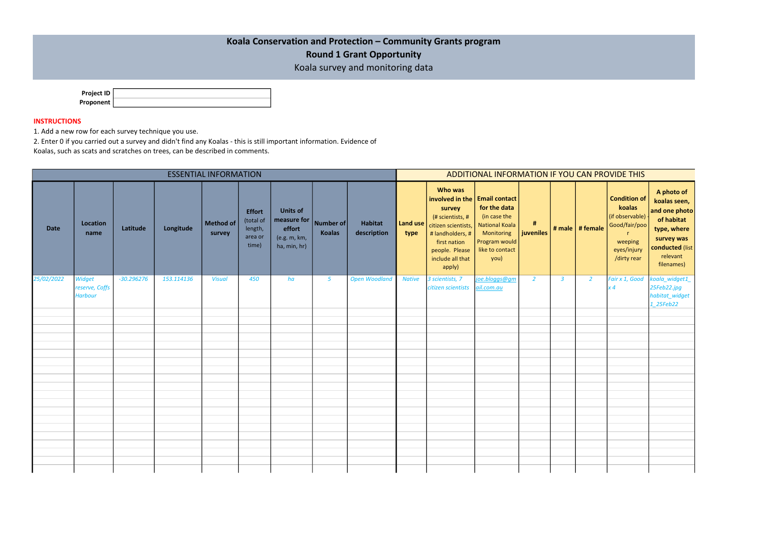# Koala Conservation and Protection – Community Grants program

## Round 1 Grant Opportunity

Koala survey and monitoring data

| | |
|---|---|
| **Project ID** | |
| **Proponent** | |

**INSTRUCTIONS**

1. Add a new row for each survey technique you use.
2. Enter 0 if you carried out a survey and didn't find any Koalas - this is still important information. Evidence of Koalas, such as scats and scratches on trees, can be described in comments.

| ESSENTIAL INFORMATION | | | | | | | | | ADDITIONAL INFORMATION IF YOU CAN PROVIDE THIS | | | | | | | |
|---|---|---|---|---|---|---|---|---|---|---|---|---|---|---|---|---|
| **Date** | **Location name** | **Latitude** | **Longitude** | **Method of survey** | **Effort** (total of length, area or time) | **Units of measure for effort** (e.g. m, km, ha, min, hr) | **Number of Koalas** | **Habitat description** | **Land use type** | **Who was involved in the survey** (# scientists, # citizen scientists, # landholders, # first nation people. Please include all that apply) | **Email contact for the data** (in case the National Koala Monitoring Program would like to contact you) | **# juveniles** | **# male** | **# female** | **Condition of koalas** (if observable) - Good/fair/poor weeping eyes/injury /dirty rear | **A photo of koalas seen, and one photo of habitat type, where survey was conducted** (list relevant filenames) |
| *25/02/2022* | *Widget reserve, Coffs Harbour* | *-30.296276* | *153.114136* | *Visual* | *450* | *ha* | *5* | *Open Woodland* | *Native* | *3 scientists, 7 citizen scientists* | *joe.bloggs@gmail.com.au* | *2* | *3* | *2* | *Fair x 1, Good x 4* | *koala_widget1_25Feb22.jpg habitat_widget1_25Feb22* |
| | | | | | | | | | | | | | | | | |
| | | | | | | | | | | | | | | | | |
| | | | | | | | | | | | | | | | | |
| | | | | | | | | | | | | | | | | |
| | | | | | | | | | | | | | | | | |
| | | | | | | | | | | | | | | | | |
| | | | | | | | | | | | | | | | | |
| | | | | | | | | | | | | | | | | |
| | | | | | | | | | | | | | | | | |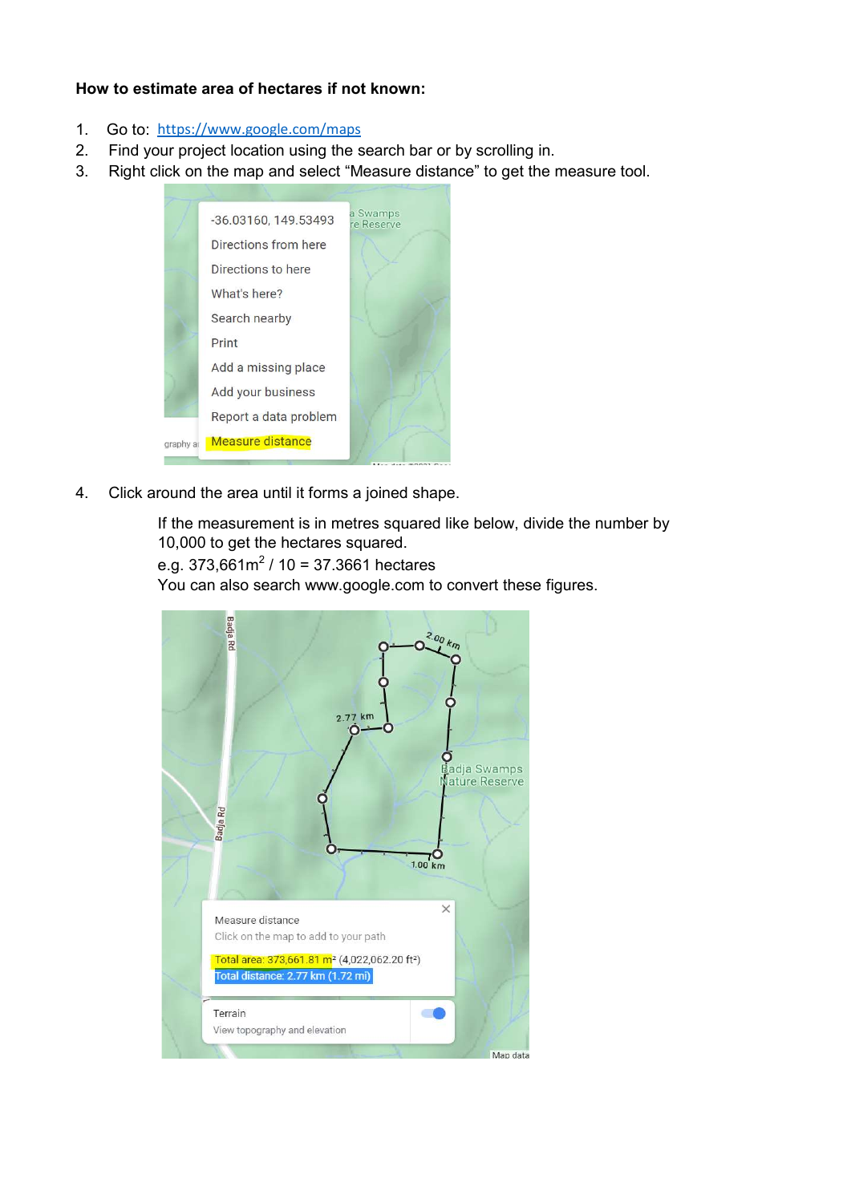**How to estimate area of hectares if not known:**

1. Go to: https://www.google.com/maps
2. Find your project location using the search bar or by scrolling in.
3. Right click on the map and select "Measure distance" to get the measure tool.
4. Click around the area until it forms a joined shape.

   If the measurement is in metres squared like below, divide the number by 10,000 to get the hectares squared.
   e.g. 373,661m$^2$ / 10 = 37.3661 hectares
   You can also search www.google.com to convert these figures.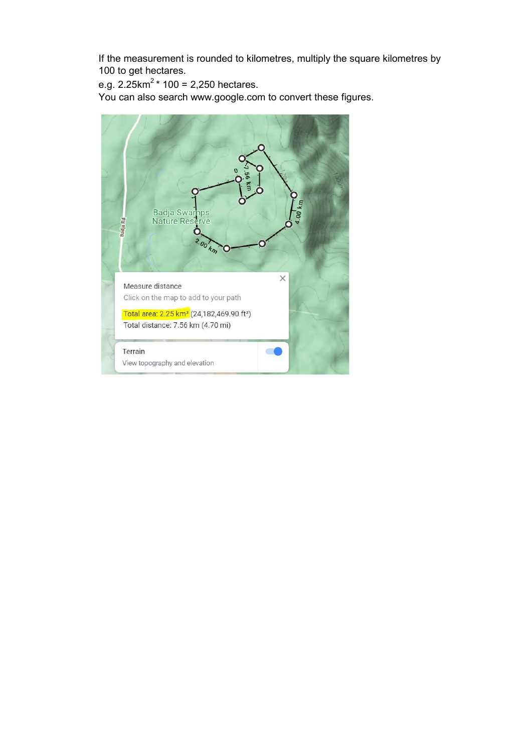If the measurement is rounded to kilometres, multiply the square kilometres by 100 to get hectares.

e.g. $2.25\text{km}^2 * 100 = 2,250$ hectares.

You can also search www.google.com to convert these figures.